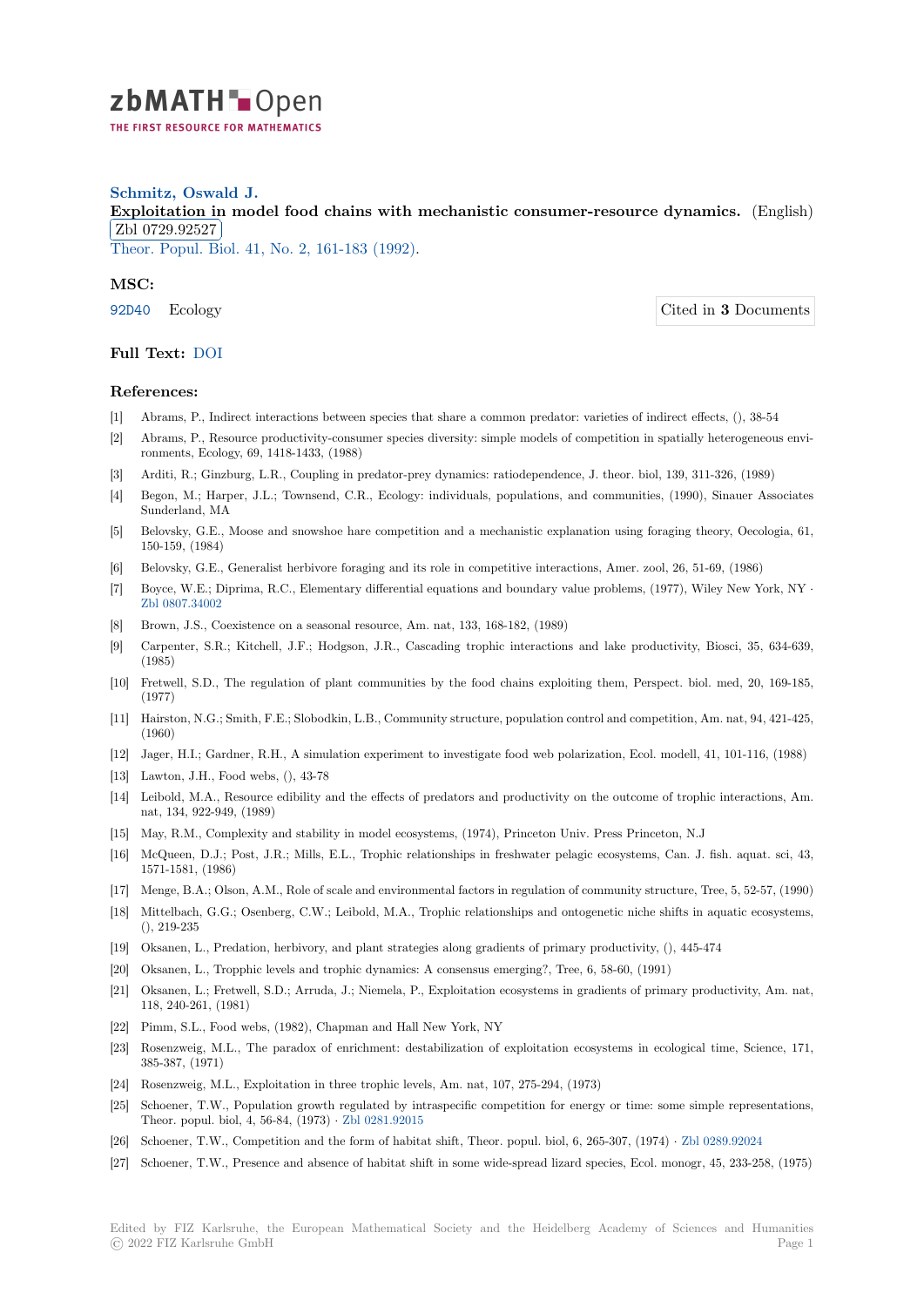# zbMATH Open

THE FIRST RESOURCE FOR MATHEMATICS

**Schmitz, Oswald J.**

**Exploitation in model food chains with mechanistic consumer-resource dynamics.** (English) Zbl 0729.92527

Theor. Popul. Biol. 41, No. 2, 161-183 (1992).

## MSC:

92D40 Ecology

Cited in **3** Documents

**Full Text:** DOI

## References:

[1] Abrams, P., Indirect interactions between species that share a common predator: varieties of indirect effects, (), 38-54

[2] Abrams, P., Resource productivity-consumer species diversity: simple models of competition in spatially heterogeneous environments, Ecology, 69, 1418-1433, (1988)

[3] Arditi, R.; Ginzburg, L.R., Coupling in predator-prey dynamics: ratiodependence, J. theor. biol, 139, 311-326, (1989)

[4] Begon, M.; Harper, J.L.; Townsend, C.R., Ecology: individuals, populations, and communities, (1990), Sinauer Associates Sunderland, MA

[5] Belovsky, G.E., Moose and snowshoe hare competition and a mechanistic explanation using foraging theory, Oecologia, 61, 150-159, (1984)

[6] Belovsky, G.E., Generalist herbivore foraging and its role in competitive interactions, Amer. zool, 26, 51-69, (1986)

[7] Boyce, W.E.; Diprima, R.C., Elementary differential equations and boundary value problems, (1977), Wiley New York, NY · Zbl 0807.34002

[8] Brown, J.S., Coexistence on a seasonal resource, Am. nat, 133, 168-182, (1989)

[9] Carpenter, S.R.; Kitchell, J.F.; Hodgson, J.R., Cascading trophic interactions and lake productivity, Biosci, 35, 634-639, (1985)

[10] Fretwell, S.D., The regulation of plant communities by the food chains exploiting them, Perspect. biol. med, 20, 169-185, (1977)

[11] Hairston, N.G.; Smith, F.E.; Slobodkin, L.B., Community structure, population control and competition, Am. nat, 94, 421-425, (1960)

[12] Jager, H.I.; Gardner, R.H., A simulation experiment to investigate food web polarization, Ecol. modell, 41, 101-116, (1988)

[13] Lawton, J.H., Food webs, (), 43-78

[14] Leibold, M.A., Resource edibility and the effects of predators and productivity on the outcome of trophic interactions, Am. nat, 134, 922-949, (1989)

[15] May, R.M., Complexity and stability in model ecosystems, (1974), Princeton Univ. Press Princeton, N.J

[16] McQueen, D.J.; Post, J.R.; Mills, E.L., Trophic relationships in freshwater pelagic ecosystems, Can. J. fish. aquat. sci, 43, 1571-1581, (1986)

[17] Menge, B.A.; Olson, A.M., Role of scale and environmental factors in regulation of community structure, Tree, 5, 52-57, (1990)

[18] Mittelbach, G.G.; Osenberg, C.W.; Leibold, M.A., Trophic relationships and ontogenetic niche shifts in aquatic ecosystems, (), 219-235

[19] Oksanen, L., Predation, herbivory, and plant strategies along gradients of primary productivity, (), 445-474

[20] Oksanen, L., Tropphic levels and trophic dynamics: A consensus emerging?, Tree, 6, 58-60, (1991)

[21] Oksanen, L.; Fretwell, S.D.; Arruda, J.; Niemela, P., Exploitation ecosystems in gradients of primary productivity, Am. nat, 118, 240-261, (1981)

[22] Pimm, S.L., Food webs, (1982), Chapman and Hall New York, NY

[23] Rosenzweig, M.L., The paradox of enrichment: destabilization of exploitation ecosystems in ecological time, Science, 171, 385-387, (1971)

[24] Rosenzweig, M.L., Exploitation in three trophic levels, Am. nat, 107, 275-294, (1973)

[25] Schoener, T.W., Population growth regulated by intraspecific competition for energy or time: some simple representations, Theor. popul. biol, 4, 56-84, (1973) · Zbl 0281.92015

[26] Schoener, T.W., Competition and the form of habitat shift, Theor. popul. biol, 6, 265-307, (1974) · Zbl 0289.92024

[27] Schoener, T.W., Presence and absence of habitat shift in some wide-spread lizard species, Ecol. monogr, 45, 233-258, (1975)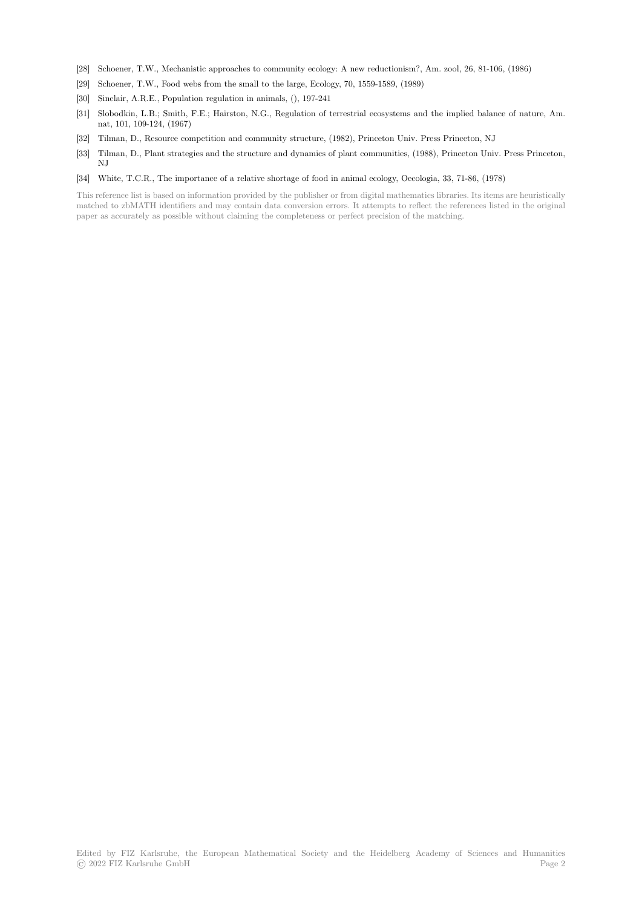[28] Schoener, T.W., Mechanistic approaches to community ecology: A new reductionism?, Am. zool, 26, 81-106, (1986)

[29] Schoener, T.W., Food webs from the small to the large, Ecology, 70, 1559-1589, (1989)

[30] Sinclair, A.R.E., Population regulation in animals, (), 197-241

[31] Slobodkin, L.B.; Smith, F.E.; Hairston, N.G., Regulation of terrestrial ecosystems and the implied balance of nature, Am. nat, 101, 109-124, (1967)

[32] Tilman, D., Resource competition and community structure, (1982), Princeton Univ. Press Princeton, NJ

[33] Tilman, D., Plant strategies and the structure and dynamics of plant communities, (1988), Princeton Univ. Press Princeton, NJ

[34] White, T.C.R., The importance of a relative shortage of food in animal ecology, Oecologia, 33, 71-86, (1978)

This reference list is based on information provided by the publisher or from digital mathematics libraries. Its items are heuristically matched to zbMATH identifiers and may contain data conversion errors. It attempts to reflect the references listed in the original paper as accurately as possible without claiming the completeness or perfect precision of the matching.